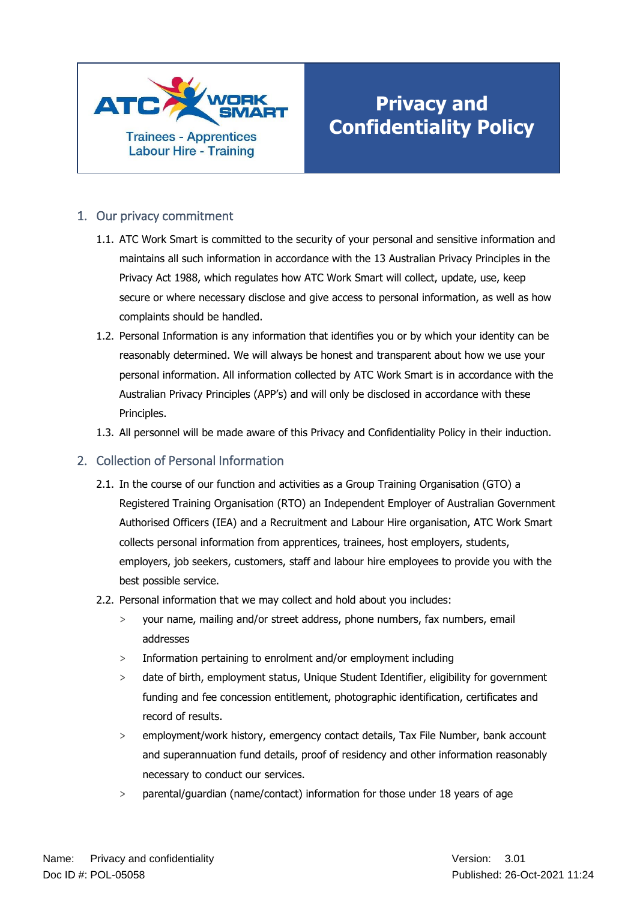ATC WORK SMART

Trainees - Apprentices
Labour Hire - Training

# Privacy and Confidentiality Policy

## 1. Our privacy commitment

1.1. ATC Work Smart is committed to the security of your personal and sensitive information and maintains all such information in accordance with the 13 Australian Privacy Principles in the Privacy Act 1988, which regulates how ATC Work Smart will collect, update, use, keep secure or where necessary disclose and give access to personal information, as well as how complaints should be handled.

1.2. Personal Information is any information that identifies you or by which your identity can be reasonably determined. We will always be honest and transparent about how we use your personal information. All information collected by ATC Work Smart is in accordance with the Australian Privacy Principles (APP's) and will only be disclosed in accordance with these Principles.

1.3. All personnel will be made aware of this Privacy and Confidentiality Policy in their induction.

## 2. Collection of Personal Information

2.1. In the course of our function and activities as a Group Training Organisation (GTO) a Registered Training Organisation (RTO) an Independent Employer of Australian Government Authorised Officers (IEA) and a Recruitment and Labour Hire organisation, ATC Work Smart collects personal information from apprentices, trainees, host employers, students, employers, job seekers, customers, staff and labour hire employees to provide you with the best possible service.

2.2. Personal information that we may collect and hold about you includes:

- your name, mailing and/or street address, phone numbers, fax numbers, email addresses
- Information pertaining to enrolment and/or employment including
- date of birth, employment status, Unique Student Identifier, eligibility for government funding and fee concession entitlement, photographic identification, certificates and record of results.
- employment/work history, emergency contact details, Tax File Number, bank account and superannuation fund details, proof of residency and other information reasonably necessary to conduct our services.
- parental/guardian (name/contact) information for those under 18 years of age

Name: Privacy and confidentiality
Doc ID #: POL-05058

Version: 3.01
Published: 26-Oct-2021 11:24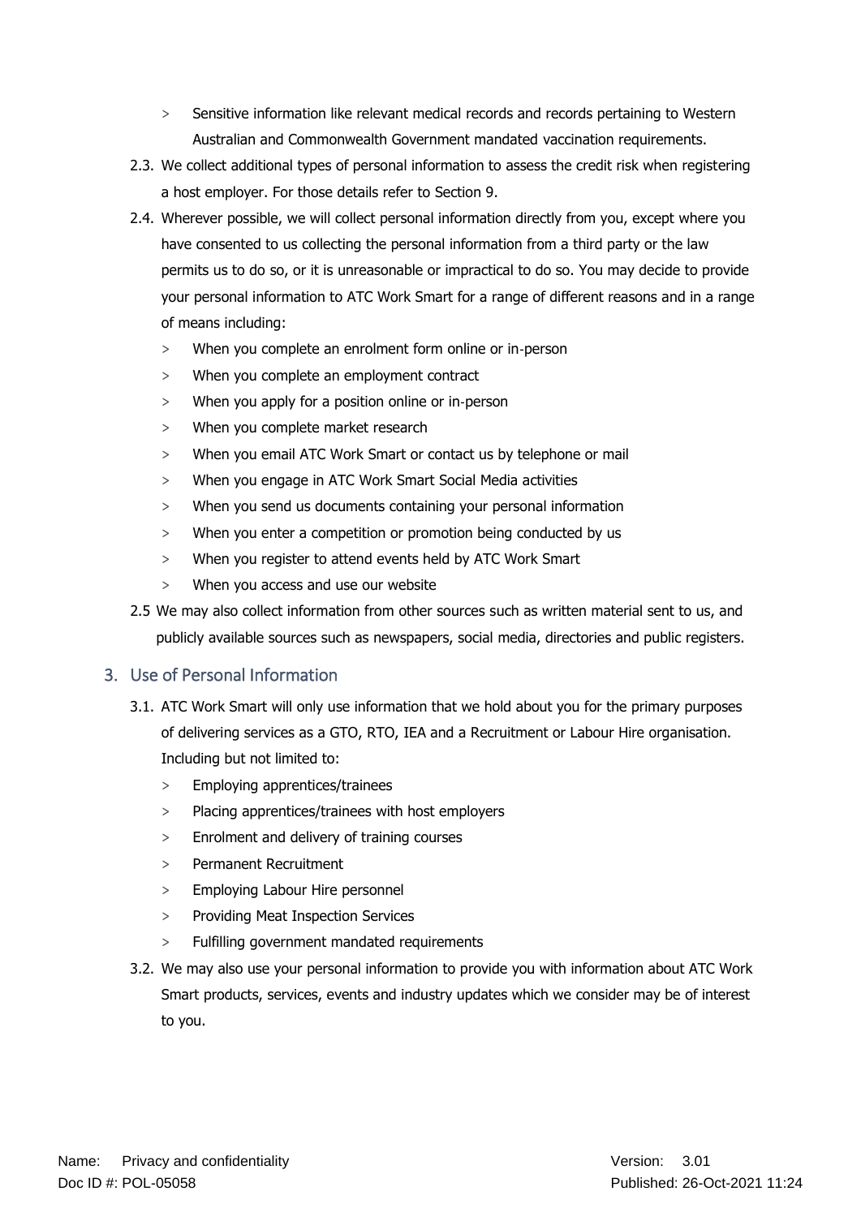- Sensitive information like relevant medical records and records pertaining to Western Australian and Commonwealth Government mandated vaccination requirements.

2.3. We collect additional types of personal information to assess the credit risk when registering a host employer. For those details refer to Section 9.

2.4. Wherever possible, we will collect personal information directly from you, except where you have consented to us collecting the personal information from a third party or the law permits us to do so, or it is unreasonable or impractical to do so. You may decide to provide your personal information to ATC Work Smart for a range of different reasons and in a range of means including:

- When you complete an enrolment form online or in-person
- When you complete an employment contract
- When you apply for a position online or in-person
- When you complete market research
- When you email ATC Work Smart or contact us by telephone or mail
- When you engage in ATC Work Smart Social Media activities
- When you send us documents containing your personal information
- When you enter a competition or promotion being conducted by us
- When you register to attend events held by ATC Work Smart
- When you access and use our website

2.5 We may also collect information from other sources such as written material sent to us, and publicly available sources such as newspapers, social media, directories and public registers.

## 3. Use of Personal Information

3.1. ATC Work Smart will only use information that we hold about you for the primary purposes of delivering services as a GTO, RTO, IEA and a Recruitment or Labour Hire organisation. Including but not limited to:

- Employing apprentices/trainees
- Placing apprentices/trainees with host employers
- Enrolment and delivery of training courses
- Permanent Recruitment
- Employing Labour Hire personnel
- Providing Meat Inspection Services
- Fulfilling government mandated requirements

3.2. We may also use your personal information to provide you with information about ATC Work Smart products, services, events and industry updates which we consider may be of interest to you.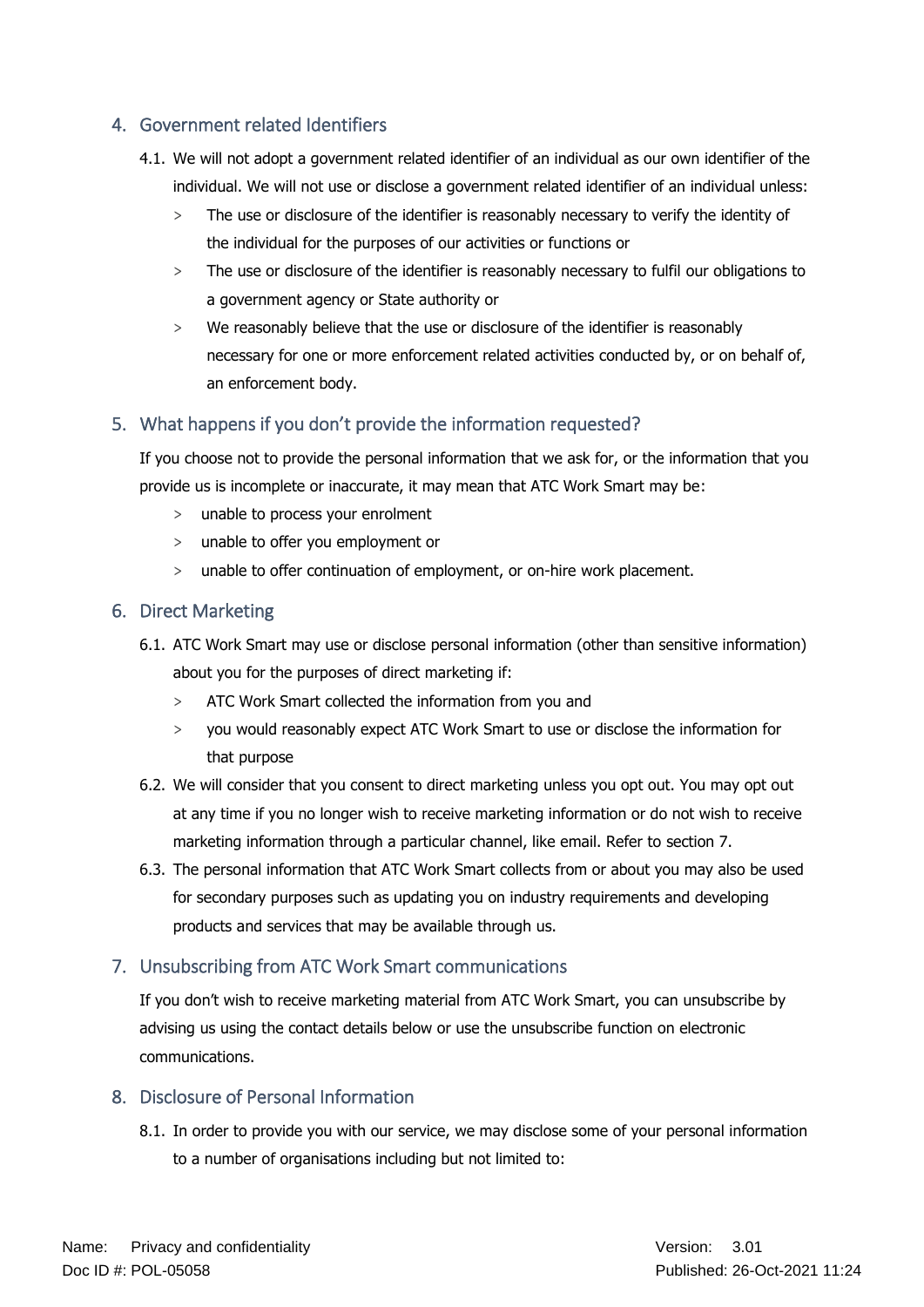## 4. Government related Identifiers

4.1. We will not adopt a government related identifier of an individual as our own identifier of the individual. We will not use or disclose a government related identifier of an individual unless:

- The use or disclosure of the identifier is reasonably necessary to verify the identity of the individual for the purposes of our activities or functions or
- The use or disclosure of the identifier is reasonably necessary to fulfil our obligations to a government agency or State authority or
- We reasonably believe that the use or disclosure of the identifier is reasonably necessary for one or more enforcement related activities conducted by, or on behalf of, an enforcement body.

## 5. What happens if you don't provide the information requested?

If you choose not to provide the personal information that we ask for, or the information that you provide us is incomplete or inaccurate, it may mean that ATC Work Smart may be:

- unable to process your enrolment
- unable to offer you employment or
- unable to offer continuation of employment, or on-hire work placement.

## 6. Direct Marketing

6.1. ATC Work Smart may use or disclose personal information (other than sensitive information) about you for the purposes of direct marketing if:

- ATC Work Smart collected the information from you and
- you would reasonably expect ATC Work Smart to use or disclose the information for that purpose

6.2. We will consider that you consent to direct marketing unless you opt out. You may opt out at any time if you no longer wish to receive marketing information or do not wish to receive marketing information through a particular channel, like email. Refer to section 7.

6.3. The personal information that ATC Work Smart collects from or about you may also be used for secondary purposes such as updating you on industry requirements and developing products and services that may be available through us.

## 7. Unsubscribing from ATC Work Smart communications

If you don't wish to receive marketing material from ATC Work Smart, you can unsubscribe by advising us using the contact details below or use the unsubscribe function on electronic communications.

## 8. Disclosure of Personal Information

8.1. In order to provide you with our service, we may disclose some of your personal information to a number of organisations including but not limited to: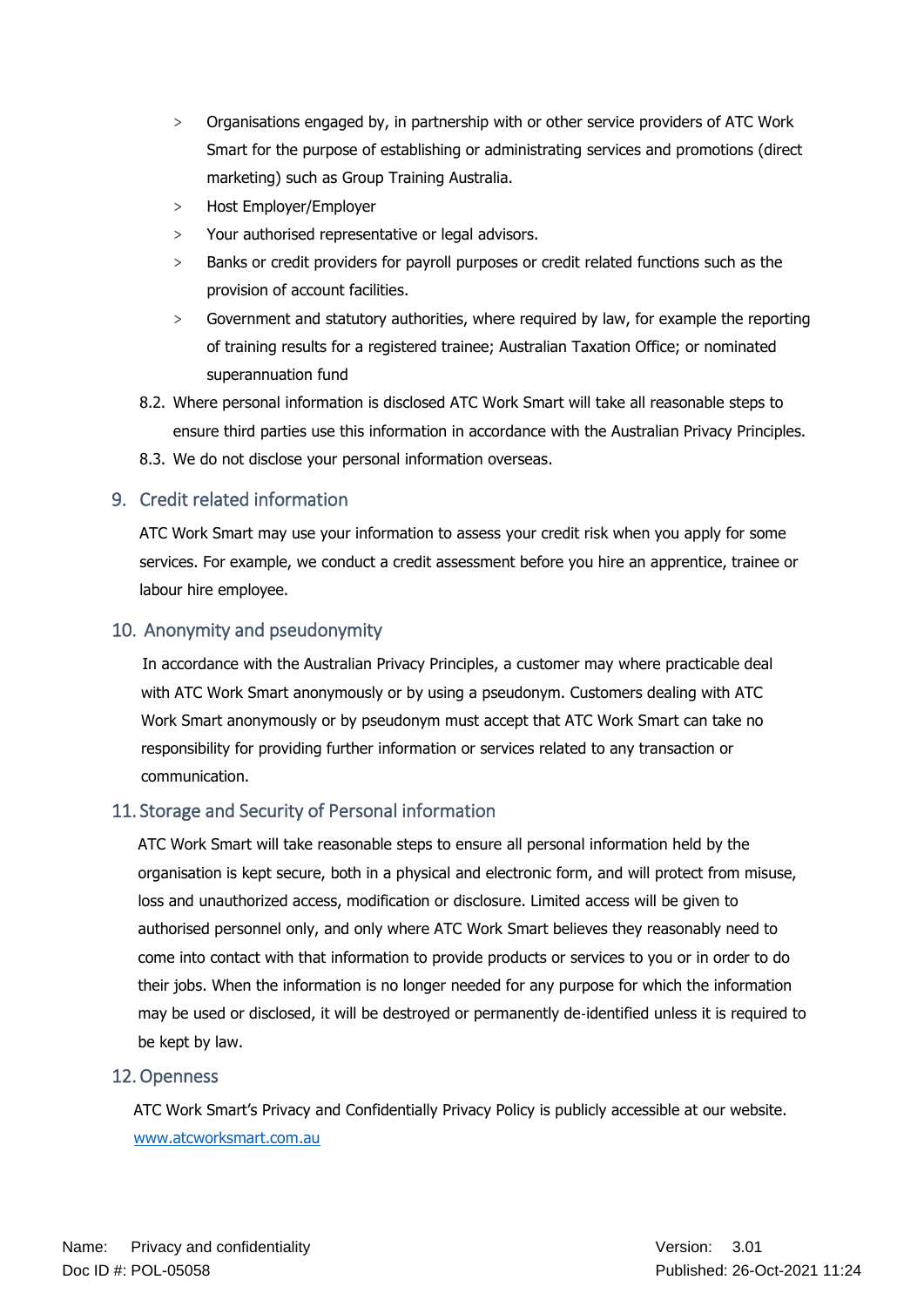- Organisations engaged by, in partnership with or other service providers of ATC Work Smart for the purpose of establishing or administrating services and promotions (direct marketing) such as Group Training Australia.
- Host Employer/Employer
- Your authorised representative or legal advisors.
- Banks or credit providers for payroll purposes or credit related functions such as the provision of account facilities.
- Government and statutory authorities, where required by law, for example the reporting of training results for a registered trainee; Australian Taxation Office; or nominated superannuation fund

8.2. Where personal information is disclosed ATC Work Smart will take all reasonable steps to ensure third parties use this information in accordance with the Australian Privacy Principles.

8.3. We do not disclose your personal information overseas.

## 9. Credit related information

ATC Work Smart may use your information to assess your credit risk when you apply for some services. For example, we conduct a credit assessment before you hire an apprentice, trainee or labour hire employee.

## 10. Anonymity and pseudonymity

In accordance with the Australian Privacy Principles, a customer may where practicable deal with ATC Work Smart anonymously or by using a pseudonym. Customers dealing with ATC Work Smart anonymously or by pseudonym must accept that ATC Work Smart can take no responsibility for providing further information or services related to any transaction or communication.

## 11. Storage and Security of Personal information

ATC Work Smart will take reasonable steps to ensure all personal information held by the organisation is kept secure, both in a physical and electronic form, and will protect from misuse, loss and unauthorized access, modification or disclosure. Limited access will be given to authorised personnel only, and only where ATC Work Smart believes they reasonably need to come into contact with that information to provide products or services to you or in order to do their jobs. When the information is no longer needed for any purpose for which the information may be used or disclosed, it will be destroyed or permanently de-identified unless it is required to be kept by law.

## 12. Openness

ATC Work Smart's Privacy and Confidentially Privacy Policy is publicly accessible at our website. [www.atcworksmart.com.au](http://www.atcworksmart.com.au)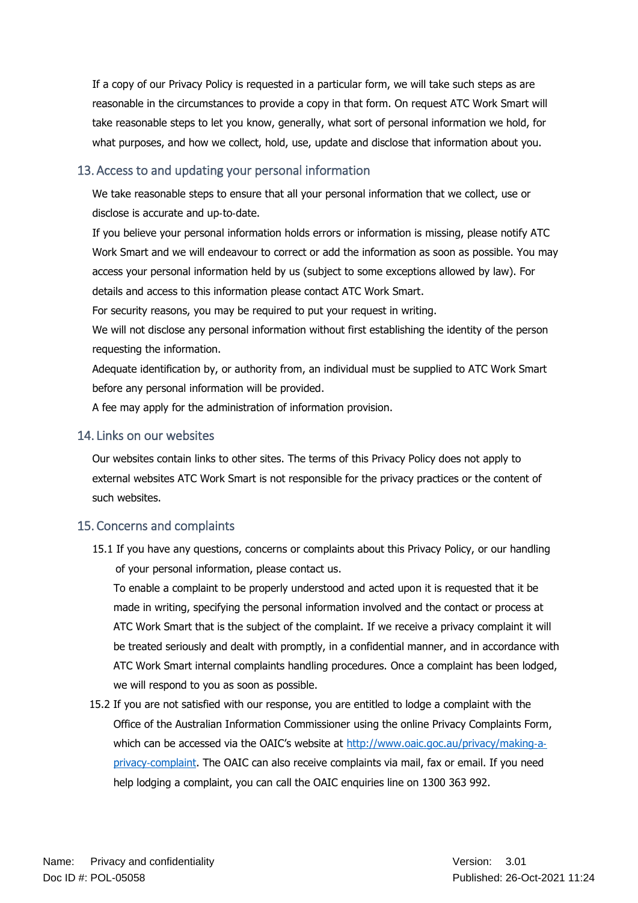If a copy of our Privacy Policy is requested in a particular form, we will take such steps as are reasonable in the circumstances to provide a copy in that form. On request ATC Work Smart will take reasonable steps to let you know, generally, what sort of personal information we hold, for what purposes, and how we collect, hold, use, update and disclose that information about you.

## 13. Access to and updating your personal information

We take reasonable steps to ensure that all your personal information that we collect, use or disclose is accurate and up-to-date.

If you believe your personal information holds errors or information is missing, please notify ATC Work Smart and we will endeavour to correct or add the information as soon as possible. You may access your personal information held by us (subject to some exceptions allowed by law). For details and access to this information please contact ATC Work Smart.

For security reasons, you may be required to put your request in writing.

We will not disclose any personal information without first establishing the identity of the person requesting the information.

Adequate identification by, or authority from, an individual must be supplied to ATC Work Smart before any personal information will be provided.

A fee may apply for the administration of information provision.

## 14. Links on our websites

Our websites contain links to other sites. The terms of this Privacy Policy does not apply to external websites ATC Work Smart is not responsible for the privacy practices or the content of such websites.

## 15. Concerns and complaints

15.1 If you have any questions, concerns or complaints about this Privacy Policy, or our handling of your personal information, please contact us.

To enable a complaint to be properly understood and acted upon it is requested that it be made in writing, specifying the personal information involved and the contact or process at ATC Work Smart that is the subject of the complaint. If we receive a privacy complaint it will be treated seriously and dealt with promptly, in a confidential manner, and in accordance with ATC Work Smart internal complaints handling procedures. Once a complaint has been lodged, we will respond to you as soon as possible.

15.2 If you are not satisfied with our response, you are entitled to lodge a complaint with the Office of the Australian Information Commissioner using the online Privacy Complaints Form, which can be accessed via the OAIC's website at [http://www.oaic.goc.au/privacy/making-a-privacy-complaint](http://www.oaic.goc.au/privacy/making-a-privacy-complaint). The OAIC can also receive complaints via mail, fax or email. If you need help lodging a complaint, you can call the OAIC enquiries line on 1300 363 992.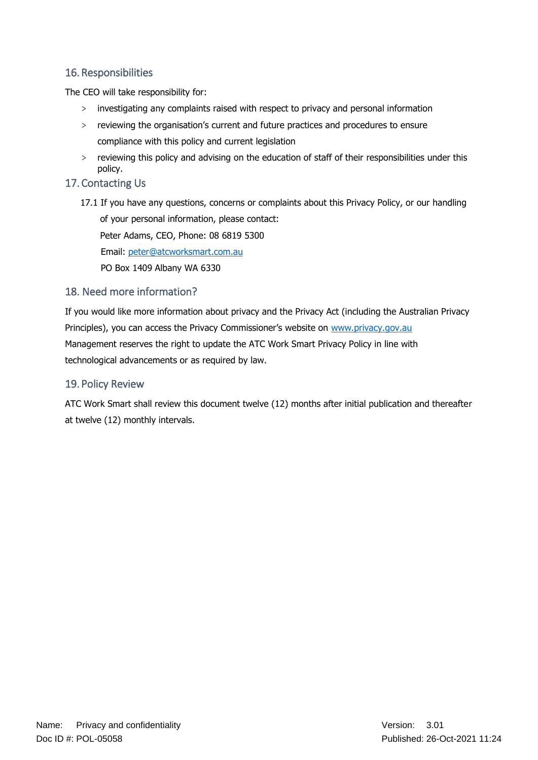## 16. Responsibilities

The CEO will take responsibility for:

- investigating any complaints raised with respect to privacy and personal information
- reviewing the organisation's current and future practices and procedures to ensure compliance with this policy and current legislation
- reviewing this policy and advising on the education of staff of their responsibilities under this policy.

## 17. Contacting Us

17.1 If you have any questions, concerns or complaints about this Privacy Policy, or our handling of your personal information, please contact:

Peter Adams, CEO, Phone: 08 6819 5300

Email: peter@atcworksmart.com.au

PO Box 1409 Albany WA 6330

## 18. Need more information?

If you would like more information about privacy and the Privacy Act (including the Australian Privacy Principles), you can access the Privacy Commissioner's website on www.privacy.gov.au

Management reserves the right to update the ATC Work Smart Privacy Policy in line with technological advancements or as required by law.

## 19. Policy Review

ATC Work Smart shall review this document twelve (12) months after initial publication and thereafter at twelve (12) monthly intervals.